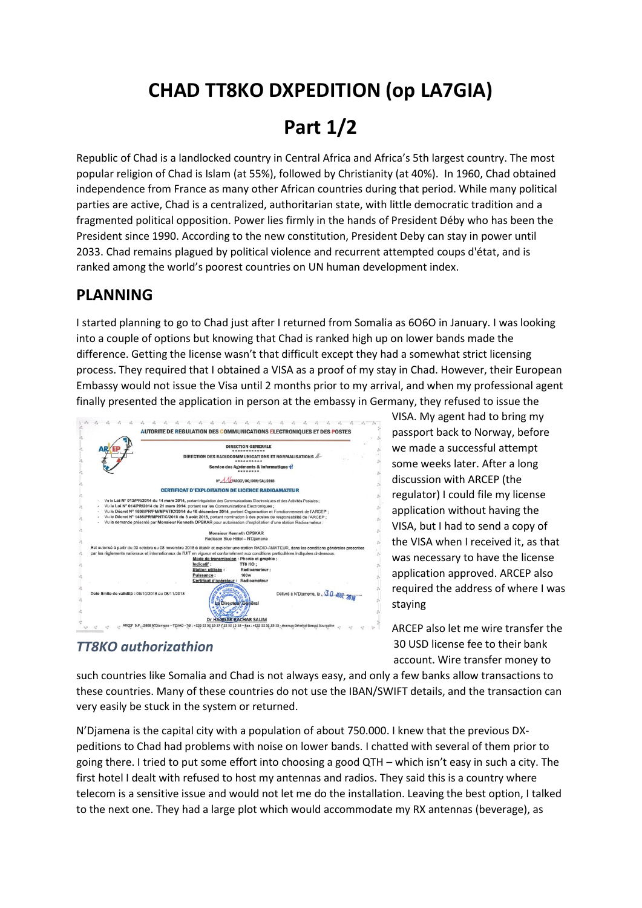# CHAD TT8KO DXPEDITION (op LA7GIA)

# Part 1/2

Republic of Chad is a landlocked country in Central Africa and Africa's 5th largest country. The most popular religion of Chad is Islam (at 55%), followed by Christianity (at 40%). In 1960, Chad obtained independence from France as many other African countries during that period. While many political parties are active, Chad is a centralized, authoritarian state, with little democratic tradition and a fragmented political opposition. Power lies firmly in the hands of President Déby who has been the President since 1990. According to the new constitution, President Deby can stay in power until 2033. Chad remains plagued by political violence and recurrent attempted coups d'état, and is ranked among the world's poorest countries on UN human development index.

## PLANNING

I started planning to go to Chad just after I returned from Somalia as 6O6O in January. I was looking into a couple of options but knowing that Chad is ranked high up on lower bands made the difference. Getting the license wasn't that difficult except they had a somewhat strict licensing process. They required that I obtained a VISA as a proof of my stay in Chad. However, their European Embassy would not issue the Visa until 2 months prior to my arrival, and when my professional agent finally presented the application in person at the embassy in Germany, they refused to issue the VISA. My agent had to bring my passport back to Norway, before we made a successful attempt some weeks later. After a long discussion with ARCEP (the regulator) I could file my license application without having the VISA, but I had to send a copy of the VISA when I received it, as that was necessary to have the license application approved. ARCEP also required the address of where I was staying

*TT8KO authorizathion*

ARCEP also let me wire transfer the 30 USD license fee to their bank account. Wire transfer money to such countries like Somalia and Chad is not always easy, and only a few banks allow transactions to these countries. Many of these countries do not use the IBAN/SWIFT details, and the transaction can very easily be stuck in the system or returned.

N'Djamena is the capital city with a population of about 750.000. I knew that the previous DX-peditions to Chad had problems with noise on lower bands. I chatted with several of them prior to going there. I tried to put some effort into choosing a good QTH – which isn't easy in such a city. The first hotel I dealt with refused to host my antennas and radios. They said this is a country where telecom is a sensitive issue and would not let me do the installation. Leaving the best option, I talked to the next one. They had a large plot which would accommodate my RX antennas (beverage), as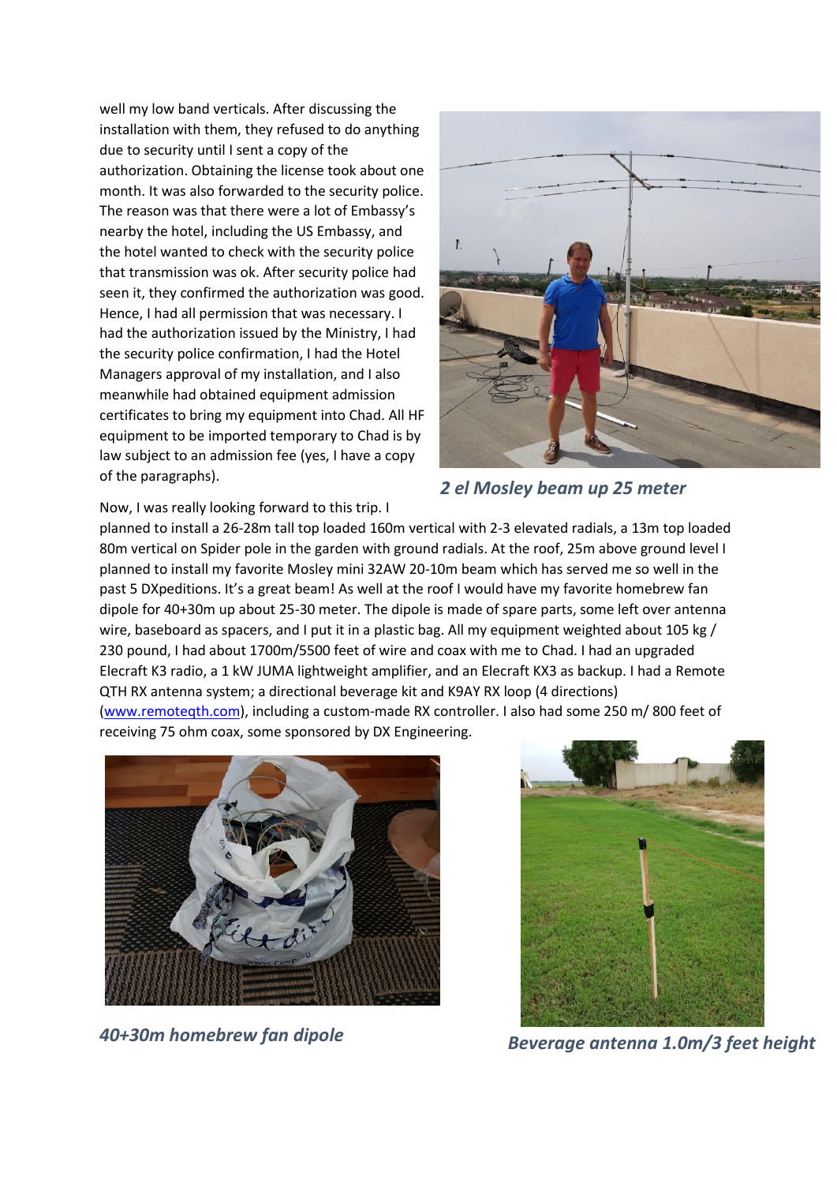well my low band verticals. After discussing the installation with them, they refused to do anything due to security until I sent a copy of the authorization. Obtaining the license took about one month. It was also forwarded to the security police. The reason was that there were a lot of Embassy's nearby the hotel, including the US Embassy, and the hotel wanted to check with the security police that transmission was ok. After security police had seen it, they confirmed the authorization was good. Hence, I had all permission that was necessary. I had the authorization issued by the Ministry, I had the security police confirmation, I had the Hotel Managers approval of my installation, and I also meanwhile had obtained equipment admission certificates to bring my equipment into Chad. All HF equipment to be imported temporary to Chad is by law subject to an admission fee (yes, I have a copy of the paragraphs).

*2 el Mosley beam up 25 meter*

Now, I was really looking forward to this trip. I planned to install a 26-28m tall top loaded 160m vertical with 2-3 elevated radials, a 13m top loaded 80m vertical on Spider pole in the garden with ground radials. At the roof, 25m above ground level I planned to install my favorite Mosley mini 32AW 20-10m beam which has served me so well in the past 5 DXpeditions. It's a great beam! As well at the roof I would have my favorite homebrew fan dipole for 40+30m up about 25-30 meter. The dipole is made of spare parts, some left over antenna wire, baseboard as spacers, and I put it in a plastic bag. All my equipment weighted about 105 kg / 230 pound, I had about 1700m/5500 feet of wire and coax with me to Chad. I had an upgraded Elecraft K3 radio, a 1 kW JUMA lightweight amplifier, and an Elecraft KX3 as backup. I had a Remote QTH RX antenna system; a directional beverage kit and K9AY RX loop (4 directions) ([www.remoteqth.com](http://www.remoteqth.com)), including a custom-made RX controller. I also had some 250 m/ 800 feet of receiving 75 ohm coax, some sponsored by DX Engineering.

*40+30m homebrew fan dipole*

*Beverage antenna 1.0m/3 feet height*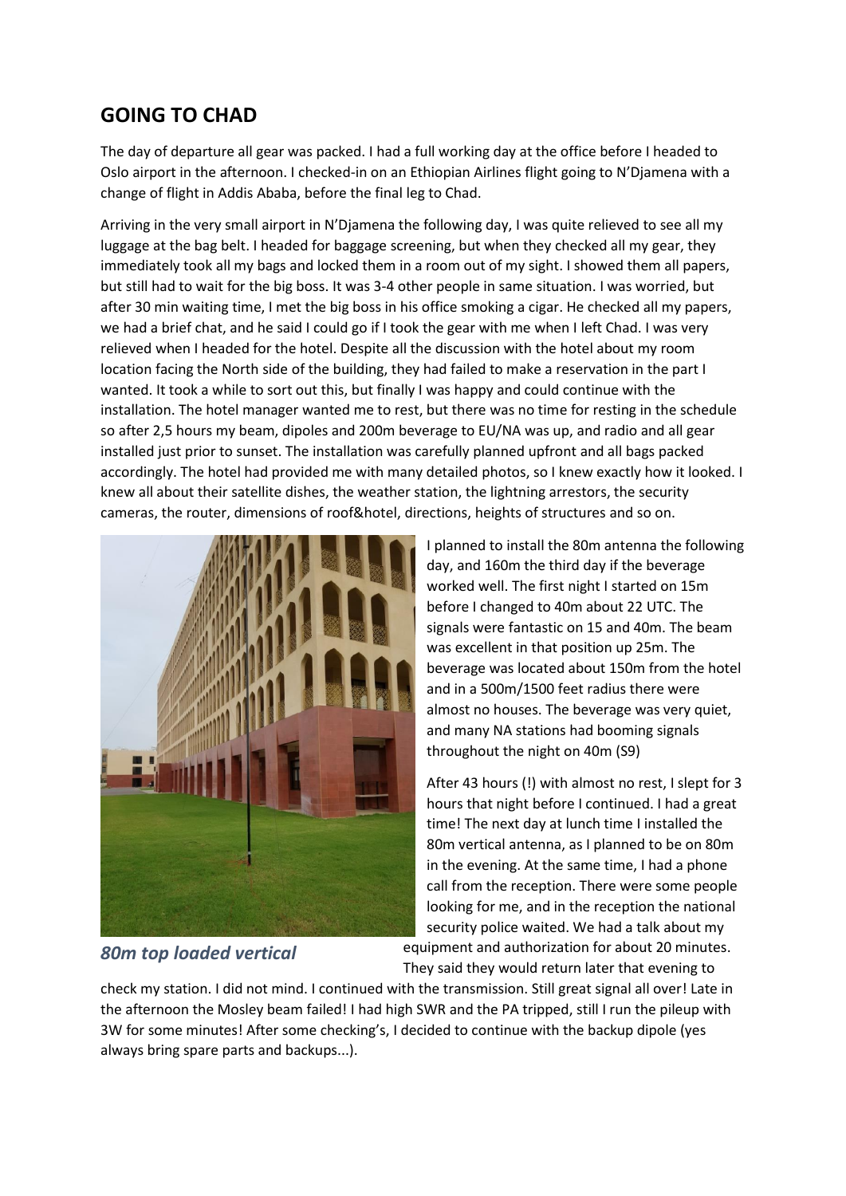## GOING TO CHAD

The day of departure all gear was packed. I had a full working day at the office before I headed to Oslo airport in the afternoon. I checked-in on an Ethiopian Airlines flight going to N'Djamena with a change of flight in Addis Ababa, before the final leg to Chad.

Arriving in the very small airport in N'Djamena the following day, I was quite relieved to see all my luggage at the bag belt. I headed for baggage screening, but when they checked all my gear, they immediately took all my bags and locked them in a room out of my sight. I showed them all papers, but still had to wait for the big boss. It was 3-4 other people in same situation. I was worried, but after 30 min waiting time, I met the big boss in his office smoking a cigar. He checked all my papers, we had a brief chat, and he said I could go if I took the gear with me when I left Chad. I was very relieved when I headed for the hotel. Despite all the discussion with the hotel about my room location facing the North side of the building, they had failed to make a reservation in the part I wanted. It took a while to sort out this, but finally I was happy and could continue with the installation. The hotel manager wanted me to rest, but there was no time for resting in the schedule so after 2,5 hours my beam, dipoles and 200m beverage to EU/NA was up, and radio and all gear installed just prior to sunset. The installation was carefully planned upfront and all bags packed accordingly. The hotel had provided me with many detailed photos, so I knew exactly how it looked. I knew all about their satellite dishes, the weather station, the lightning arrestors, the security cameras, the router, dimensions of roof&hotel, directions, heights of structures and so on.

*80m top loaded vertical*

I planned to install the 80m antenna the following day, and 160m the third day if the beverage worked well. The first night I started on 15m before I changed to 40m about 22 UTC. The signals were fantastic on 15 and 40m. The beam was excellent in that position up 25m. The beverage was located about 150m from the hotel and in a 500m/1500 feet radius there were almost no houses. The beverage was very quiet, and many NA stations had booming signals throughout the night on 40m (S9)

After 43 hours (!) with almost no rest, I slept for 3 hours that night before I continued. I had a great time! The next day at lunch time I installed the 80m vertical antenna, as I planned to be on 80m in the evening. At the same time, I had a phone call from the reception. There were some people looking for me, and in the reception the national security police waited. We had a talk about my equipment and authorization for about 20 minutes. They said they would return later that evening to check my station. I did not mind. I continued with the transmission. Still great signal all over! Late in the afternoon the Mosley beam failed! I had high SWR and the PA tripped, still I run the pileup with 3W for some minutes! After some checking's, I decided to continue with the backup dipole (yes always bring spare parts and backups...).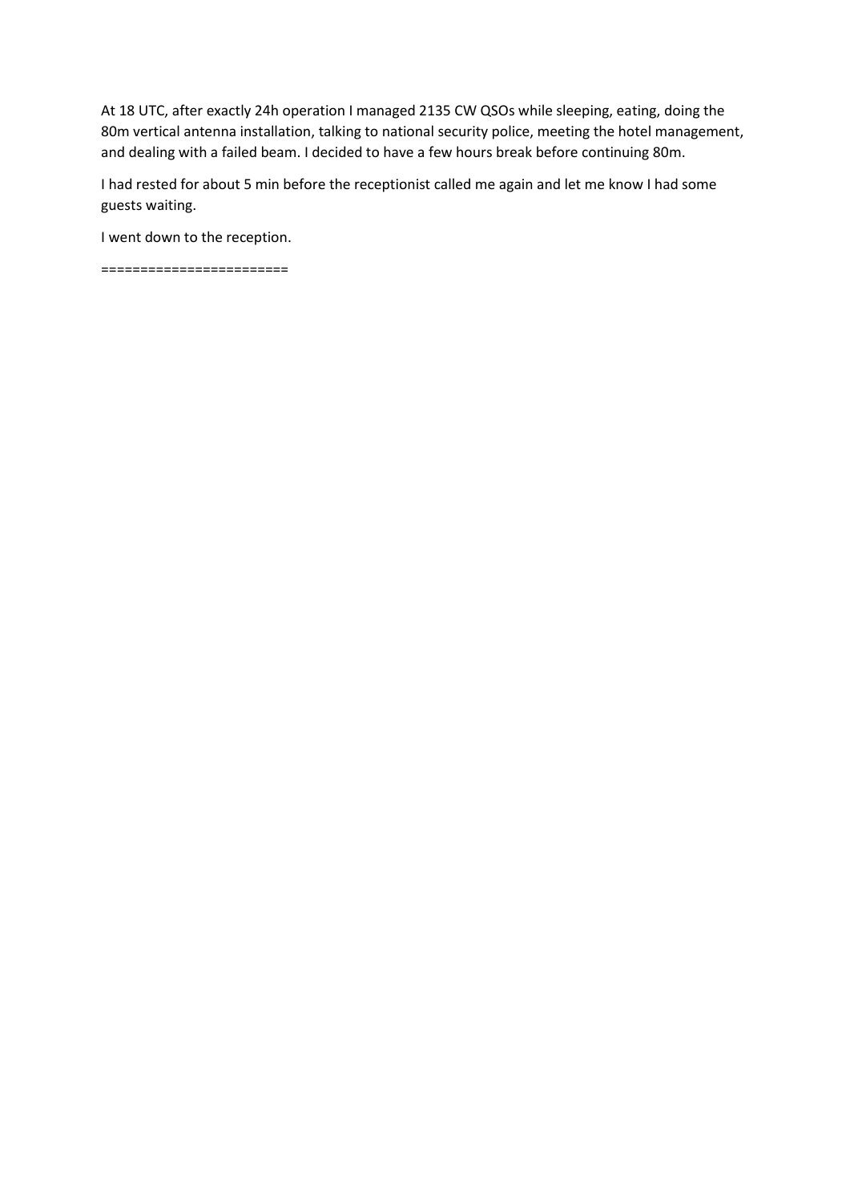At 18 UTC, after exactly 24h operation I managed 2135 CW QSOs while sleeping, eating, doing the 80m vertical antenna installation, talking to national security police, meeting the hotel management, and dealing with a failed beam. I decided to have a few hours break before continuing 80m.

I had rested for about 5 min before the receptionist called me again and let me know I had some guests waiting.

I went down to the reception.

========================